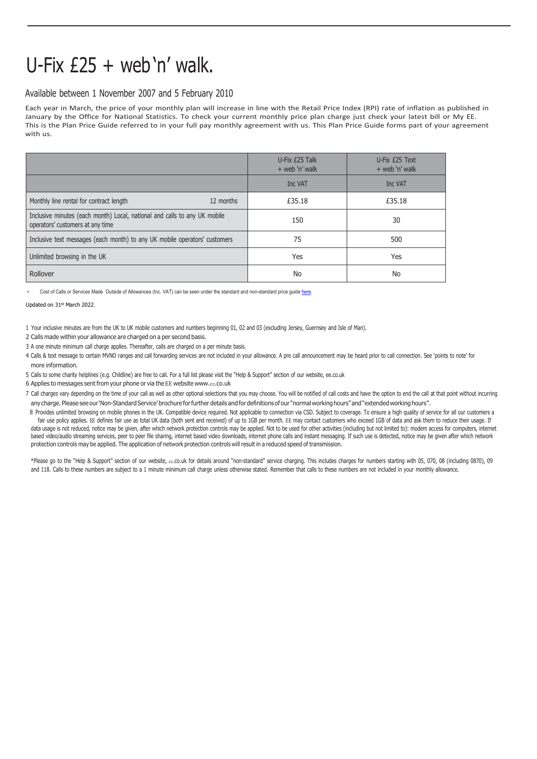# U-Fix £25 + web 'n' walk.

## Available between 1 November 2007 and 5 February 2010

Each year in March, the price of your monthly plan will increase in line with the Retail Price Index (RPI) rate of inflation as published in January by the Office for National Statistics. To check your current monthly price plan charge just check your latest bill or My EE. This is the Plan Price Guide referred to in your full pay monthly agreement with us. This Plan Price Guide forms part of your agreement with us.

| | | U-Fix £25 Talk + web 'n' walk | U-Fix £25 Text + web 'n' walk |
|---|---|---|---|
| | | Inc VAT | Inc VAT |
| Monthly line rental for contract length | 12 months | £35.18 | £35.18 |
| Inclusive minutes (each month) Local, national and calls to any UK mobile operators' customers at any time | | 150 | 30 |
| Inclusive text messages (each month) to any UK mobile operators' customers | | 75 | 500 |
| Unlimited browsing in the UK | | Yes | Yes |
| Rollover | | No | No |

* Cost of Calls or Services Made Outside of Allowances (Inc. VAT) can be seen under the standard and non-standard price guide here.

Updated on 31st March 2022.

1 Your inclusive minutes are from the UK to UK mobile customers and numbers beginning 01, 02 and 03 (excluding Jersey, Guernsey and Isle of Man).

2 Calls made within your allowance are charged on a per second basis.

3 A one minute minimum call charge applies. Thereafter, calls are charged on a per minute basis.

4 Calls & text message to certain MVNO ranges and call forwarding services are not included in your allowance. A pre call announcement may be heard prior to call connection. See 'points to note' for more information.

5 Calls to some charity helplines (e.g. Childline) are free to call. For a full list please visit the "Help & Support" section of our website, ee.co.uk

6 Applies to messages sent from your phone or via the EE website www.ee.co.uk

7 Call charges vary depending on the time of your call as well as other optional selections that you may choose. You will be notified of call costs and have the option to end the call at that point without incurring any charge. Please see our 'Non-Standard Service' brochure for further details and for definitions of our "normal working hours" and "extended working hours".

8 Provides unlimited browsing on mobile phones in the UK. Compatible device required. Not applicable to connection via CSD. Subject to coverage. To ensure a high quality of service for all our customers a fair use policy applies. EE defines fair use as total UK data (both sent and received) of up to 1GB per month. EE may contact customers who exceed 1GB of data and ask them to reduce their usage. If data usage is not reduced, notice may be given, after which network protection controls may be applied. Not to be used for other activities (including but not limited to): modem access for computers, internet based video/audio streaming services, peer to peer file sharing, internet based video downloads, internet phone calls and instant messaging. If such use is detected, notice may be given after which network protection controls may be applied. The application of network protection controls will result in a reduced speed of transmission.

*Please go to the "Help & Support" section of our website, ee.co.uk for details around "non-standard" service charging. This includes charges for numbers starting with 05, 070, 08 (including 0870), 09 and 118. Calls to these numbers are subject to a 1 minute minimum call charge unless otherwise stated. Remember that calls to these numbers are not included in your monthly allowance.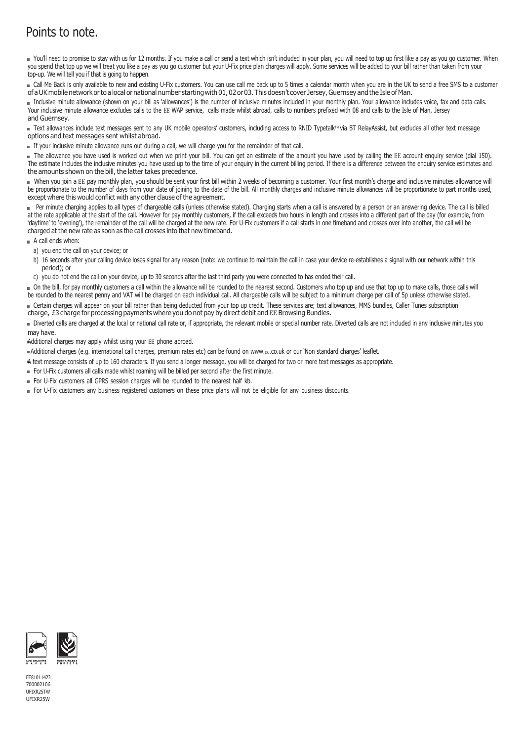# Points to note.

- You'll need to promise to stay with us for 12 months. If you make a call or send a text which isn't included in your plan, you will need to top up first like a pay as you go customer. When you spend that top up we will treat you like a pay as you go customer but your U-Fix price plan charges will apply. Some services will be added to your bill rather than taken from your top-up. We will tell you if that is going to happen.
- Call Me Back is only available to new and existing U-Fix customers. You can use call me back up to 5 times a calendar month when you are in the UK to send a free SMS to a customer of a UK mobile network or to a local or national number starting with 01, 02 or 03. This doesn't cover Jersey, Guernsey and the Isle of Man.
- Inclusive minute allowance (shown on your bill as 'allowances') is the number of inclusive minutes included in your monthly plan. Your allowance includes voice, fax and data calls. Your inclusive minute allowance excludes calls to the EE WAP service, calls made whilst abroad, calls to numbers prefixed with 08 and calls to the Isle of Man, Jersey and Guernsey.
- Text allowances include text messages sent to any UK mobile operators' customers, including access to RNID Typetalk™ via BT RelayAssist, but excludes all other text message options and text messages sent whilst abroad.
- If your inclusive minute allowance runs out during a call, we will charge you for the remainder of that call.
- The allowance you have used is worked out when we print your bill. You can get an estimate of the amount you have used by calling the EE account enquiry service (dial 150). The estimate includes the inclusive minutes you have used up to the time of your enquiry in the current billing period. If there is a difference between the enquiry service estimates and the amounts shown on the bill, the latter takes precedence.
- When you join a EE pay monthly plan, you should be sent your first bill within 2 weeks of becoming a customer. Your first month's charge and inclusive minutes allowance will be proportionate to the number of days from your date of joining to the date of the bill. All monthly charges and inclusive minute allowances will be proportionate to part months used, except where this would conflict with any other clause of the agreement.
- Per minute charging applies to all types of chargeable calls (unless otherwise stated). Charging starts when a call is answered by a person or an answering device. The call is billed at the rate applicable at the start of the call. However for pay monthly customers, if the call exceeds two hours in length and crosses into a different part of the day (for example, from 'daytime' to 'evening'), the remainder of the call will be charged at the new rate. For U-Fix customers if a call starts in one timeband and crosses over into another, the call will be charged at the new rate as soon as the call crosses into that new timeband.
- A call ends when:
  - a) you end the call on your device; or
  - b) 16 seconds after your calling device loses signal for any reason (note: we continue to maintain the call in case your device re-establishes a signal with our network within this period); or
  - c) you do not end the call on your device, up to 30 seconds after the last third party you were connected to has ended their call.
- On the bill, for pay monthly customers a call within the allowance will be rounded to the nearest second. Customers who top up and use that top up to make calls, those calls will be rounded to the nearest penny and VAT will be charged on each individual call. All chargeable calls will be subject to a minimum charge per call of 5p unless otherwise stated.
- Certain charges will appear on your bill rather than being deducted from your top up credit. These services are; text allowances, MMS bundles, Caller Tunes subscription charge, £3 charge for processing payments where you do not pay by direct debit and EE Browsing Bundles.
- Diverted calls are charged at the local or national call rate or, if appropriate, the relevant mobile or special number rate. Diverted calls are not included in any inclusive minutes you may have.
- Additional charges may apply whilst using your EE phone abroad.
- Additional charges (e.g. international call charges, premium rates etc) can be found on www.ee.co.uk or our 'Non standard charges' leaflet.
- A text message consists of up to 160 characters. If you send a longer message, you will be charged for two or more text messages as appropriate.
- For U-Fix customers all calls made whilst roaming will be billed per second after the first minute.
- For U-Fix customers all GPRS session charges will be rounded to the nearest half kb.
- For U-Fix customers any business registered customers on these price plans will not be eligible for any business discounts.

LOW CHLORINE PAPER SUSTAINABLE FORESTS

EE81011423
700002106
UFIXR25TW
UFIXR25W